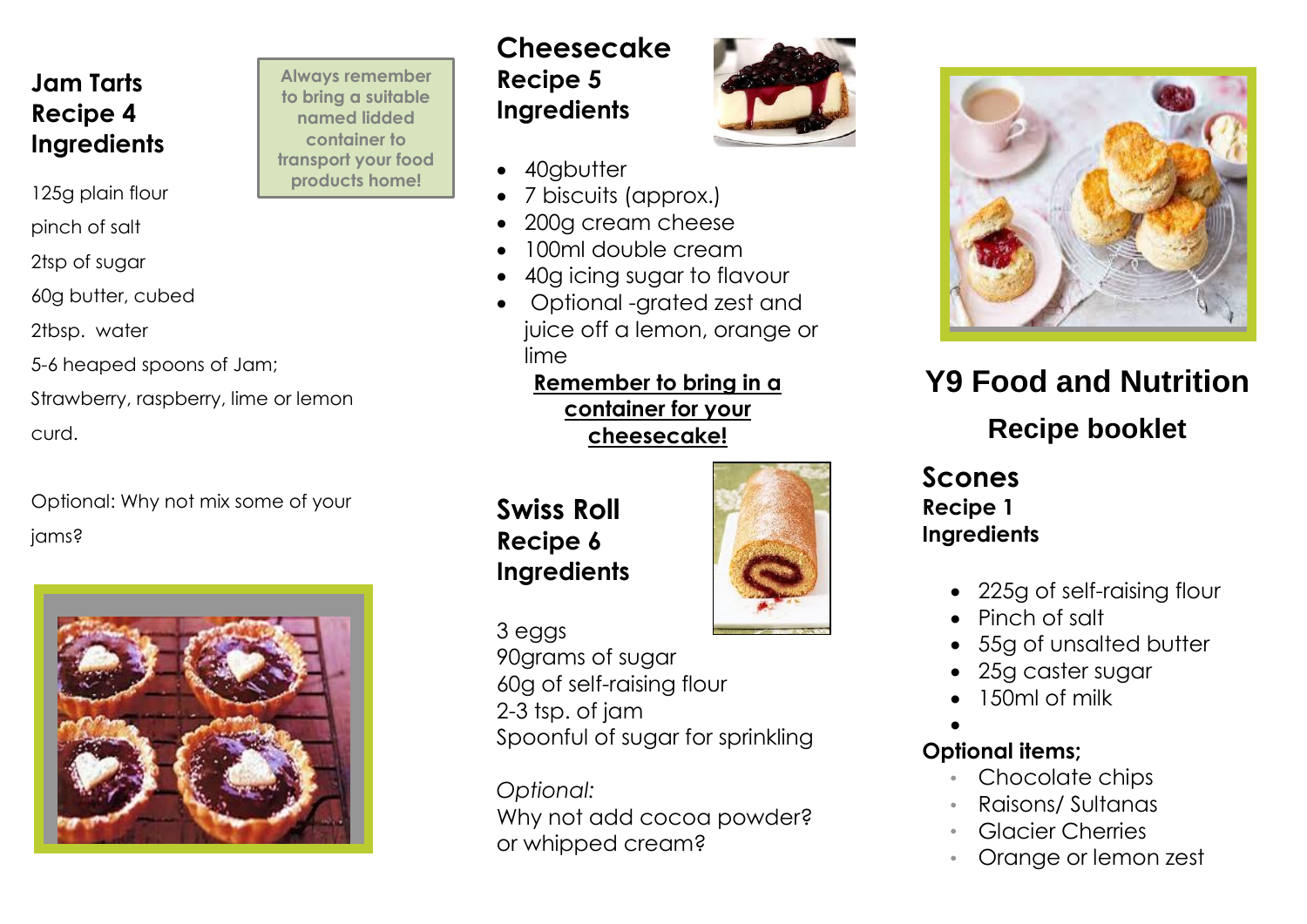## Jam Tarts
### Recipe 4
### Ingredients

**Always remember to bring a suitable named lidded container to transport your food products home!**

125g plain flour

pinch of salt

2tsp of sugar

60g butter, cubed

2tbsp. water

5-6 heaped spoons of Jam;

Strawberry, raspberry, lime or lemon curd.

Optional: Why not mix some of your jams?

## Cheesecake
### Recipe 5
### Ingredients

- 40gbutter
- 7 biscuits (approx.)
- 200g cream cheese
- 100ml double cream
- 40g icing sugar to flavour
- Optional -grated zest and juice off a lemon, orange or lime

**Remember to bring in a container for your cheesecake!**

## Swiss Roll
### Recipe 6
### Ingredients

3 eggs
90grams of sugar
60g of self-raising flour
2-3 tsp. of jam
Spoonful of sugar for sprinkling

*Optional:*
Why not add cocoa powder? or whipped cream?

# Y9 Food and Nutrition
## Recipe booklet

## Scones
### Recipe 1
### Ingredients

- 225g of self-raising flour
- Pinch of salt
- 55g of unsalted butter
- 25g caster sugar
- 150ml of milk

**Optional items;**

- Chocolate chips
- Raisons/ Sultanas
- Glacier Cherries
- Orange or lemon zest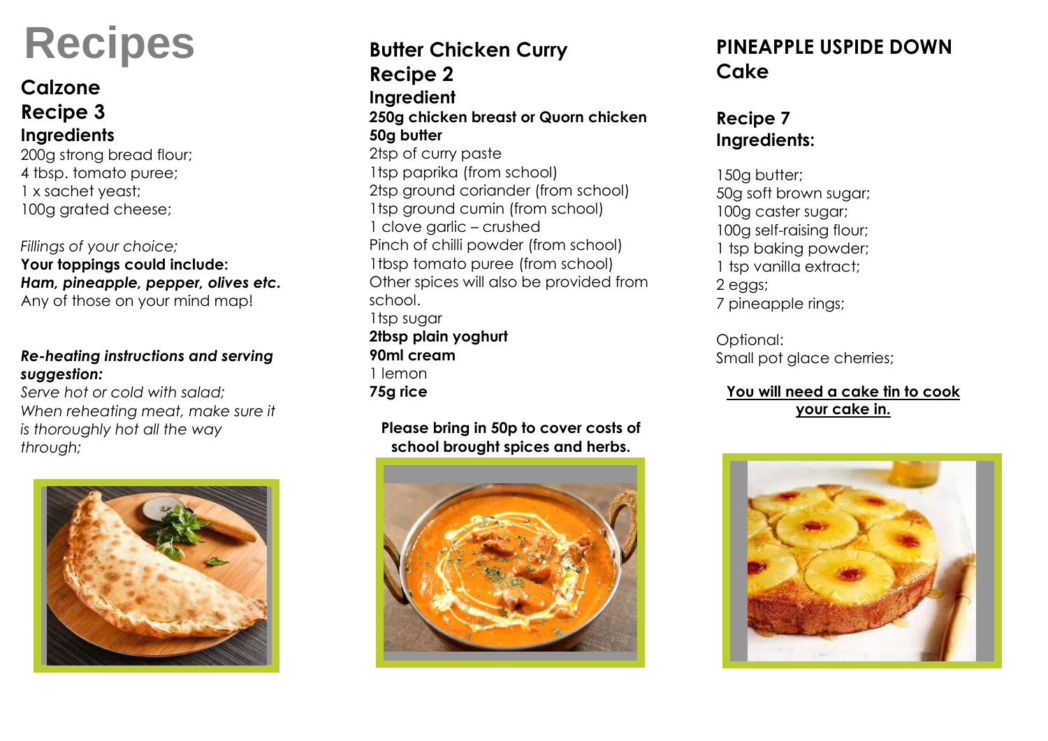# Recipes

## Calzone
## Recipe 3
### Ingredients

200g strong bread flour;
4 tbsp. tomato puree;
1 x sachet yeast;
100g grated cheese;

*Fillings of your choice;*
**Your toppings could include:**
***Ham, pineapple, pepper, olives etc.***
Any of those on your mind map!

***Re-heating instructions and serving suggestion:***
*Serve hot or cold with salad;*
*When reheating meat, make sure it is thoroughly hot all the way through;*

## Butter Chicken Curry
## Recipe 2
### Ingredient

**250g chicken breast or Quorn chicken**
**50g butter**
2tsp of curry paste
1tsp paprika (from school)
2tsp ground coriander (from school)
1tsp ground cumin (from school)
1 clove garlic – crushed
Pinch of chilli powder (from school)
1tbsp tomato puree (from school)
Other spices will also be provided from school.
1tsp sugar
**2tbsp plain yoghurt**
**90ml cream**
1 lemon
**75g rice**

**Please bring in 50p to cover costs of school brought spices and herbs.**

## PINEAPPLE USPIDE DOWN Cake

### Recipe 7
### Ingredients:

150g butter;
50g soft brown sugar;
100g caster sugar;
100g self-raising flour;
1 tsp baking powder;
1 tsp vanilla extract;
2 eggs;
7 pineapple rings;

Optional:
Small pot glace cherries;

**You will need a cake tin to cook your cake in.**